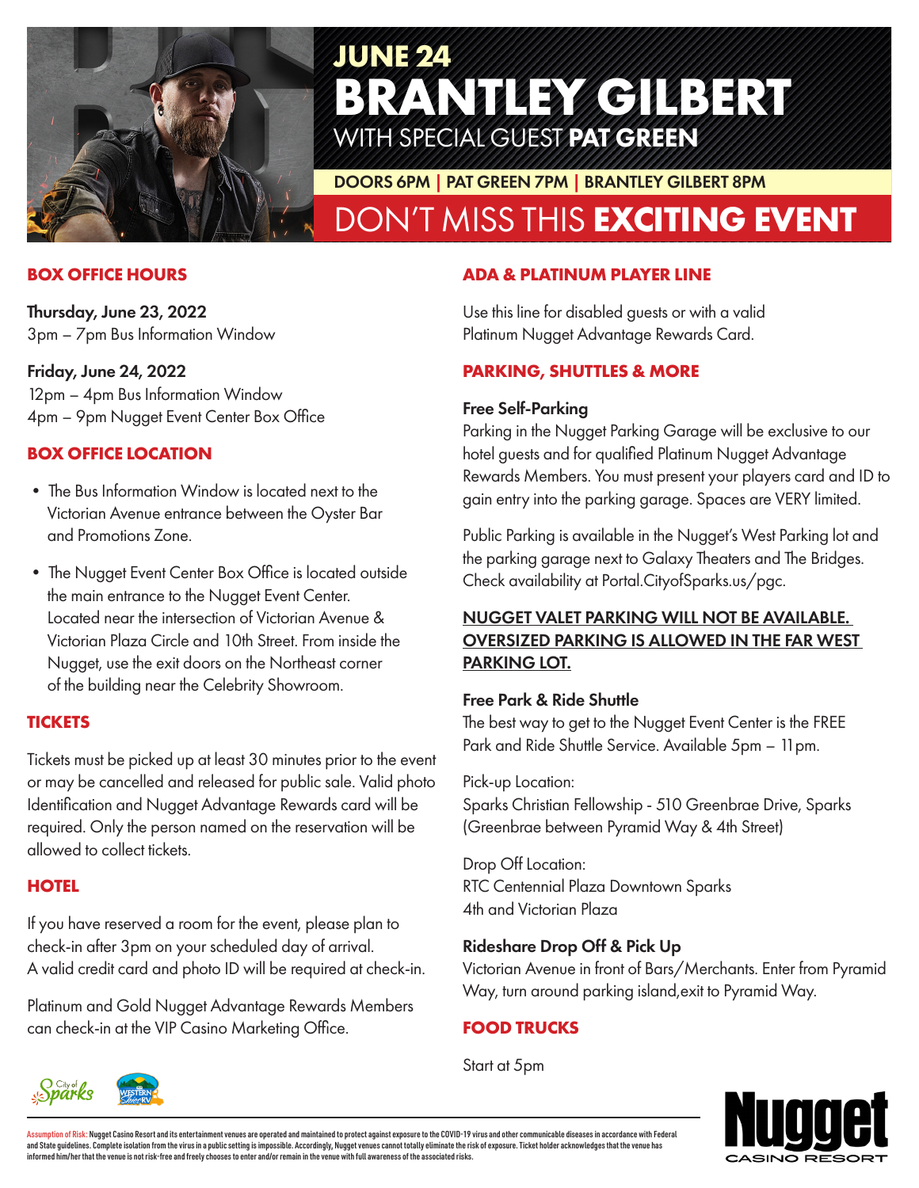# JUNE 24

# BRANTLEY GILBERT

WITH SPECIAL GUEST **PAT GREEN**

DOORS 6PM | PAT GREEN 7PM | BRANTLEY GILBERT 8PM

DON'T MISS THIS **EXCITING EVENT**

## BOX OFFICE HOURS

**Thursday, June 23, 2022**
3pm – 7pm Bus Information Window

**Friday, June 24, 2022**
12pm – 4pm Bus Information Window
4pm – 9pm Nugget Event Center Box Office

## BOX OFFICE LOCATION

- The Bus Information Window is located next to the Victorian Avenue entrance between the Oyster Bar and Promotions Zone.
- The Nugget Event Center Box Office is located outside the main entrance to the Nugget Event Center. Located near the intersection of Victorian Avenue & Victorian Plaza Circle and 10th Street. From inside the Nugget, use the exit doors on the Northeast corner of the building near the Celebrity Showroom.

## TICKETS

Tickets must be picked up at least 30 minutes prior to the event or may be cancelled and released for public sale. Valid photo Identification and Nugget Advantage Rewards card will be required. Only the person named on the reservation will be allowed to collect tickets.

## HOTEL

If you have reserved a room for the event, please plan to check-in after 3pm on your scheduled day of arrival. A valid credit card and photo ID will be required at check-in.

Platinum and Gold Nugget Advantage Rewards Members can check-in at the VIP Casino Marketing Office.

## ADA & PLATINUM PLAYER LINE

Use this line for disabled guests or with a valid Platinum Nugget Advantage Rewards Card.

## PARKING, SHUTTLES & MORE

**Free Self-Parking**
Parking in the Nugget Parking Garage will be exclusive to our hotel guests and for qualified Platinum Nugget Advantage Rewards Members. You must present your players card and ID to gain entry into the parking garage. Spaces are VERY limited.

Public Parking is available in the Nugget's West Parking lot and the parking garage next to Galaxy Theaters and The Bridges. Check availability at Portal.CityofSparks.us/pgc.

**NUGGET VALET PARKING WILL NOT BE AVAILABLE. OVERSIZED PARKING IS ALLOWED IN THE FAR WEST PARKING LOT.**

**Free Park & Ride Shuttle**
The best way to get to the Nugget Event Center is the FREE Park and Ride Shuttle Service. Available 5pm – 11pm.

Pick-up Location:
Sparks Christian Fellowship - 510 Greenbrae Drive, Sparks (Greenbrae between Pyramid Way & 4th Street)

Drop Off Location:
RTC Centennial Plaza Downtown Sparks
4th and Victorian Plaza

**Rideshare Drop Off & Pick Up**
Victorian Avenue in front of Bars/Merchants. Enter from Pyramid Way, turn around parking island,exit to Pyramid Way.

## FOOD TRUCKS

Start at 5pm

Assumption of Risk: Nugget Casino Resort and its entertainment venues are operated and maintained to protect against exposure to the COVID-19 virus and other communicable diseases in accordance with Federal and State guidelines. Complete isolation from the virus in a public setting is impossible. Accordingly, Nugget venues cannot totally eliminate the risk of exposure. Ticket holder acknowledges that the venue has informed him/her that the venue is not risk-free and freely chooses to enter and/or remain in the venue with full awareness of the associated risks.

Nugget CASINO RESORT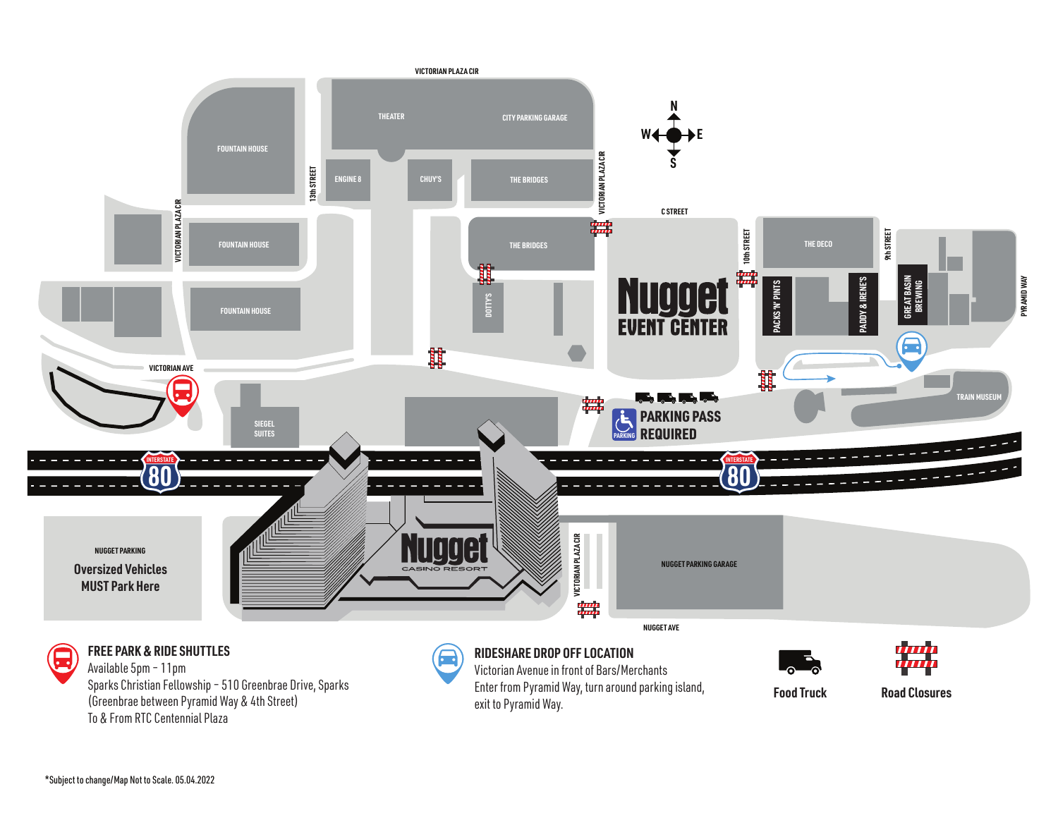VICTORIAN PLAZA CIR

THEATER

CITY PARKING GARAGE

FOUNTAIN HOUSE

13th STREET

ENGINE 8

CHUY'S

THE BRIDGES

VICTORIAN PLAZA CIR

C STREET

N

W

E

S

VICTORIAN PLAZA CIR

FOUNTAIN HOUSE

THE BRIDGES

10th STREET

THE DECO

9th STREET

FOUNTAIN HOUSE

DOTTY'S

Nugget
EVENT CENTER

PACKS 'N' PINTS

PADDY & IRENE'S

GREAT BASIN BREWING

PYRAMID WAY

VICTORIAN AVE

TRAIN MUSEUM

SIEGEL SUITES

PARKING

PARKING PASS REQUIRED

INTERSTATE 80

INTERSTATE 80

NUGGET PARKING

Oversized Vehicles MUST Park Here

Nugget
CASINO RESORT

VICTORIAN PLAZA CIR

NUGGET PARKING GARAGE

NUGGET AVE

**FREE PARK & RIDE SHUTTLES**

Available 5pm – 11pm

Sparks Christian Fellowship – 510 Greenbrae Drive, Sparks (Greenbrae between Pyramid Way & 4th Street)

To & From RTC Centennial Plaza

**RIDESHARE DROP OFF LOCATION**

Victorian Avenue in front of Bars/Merchants

Enter from Pyramid Way, turn around parking island, exit to Pyramid Way.

**Food Truck**

**Road Closures**

*Subject to change/Map Not to Scale. 05.04.2022